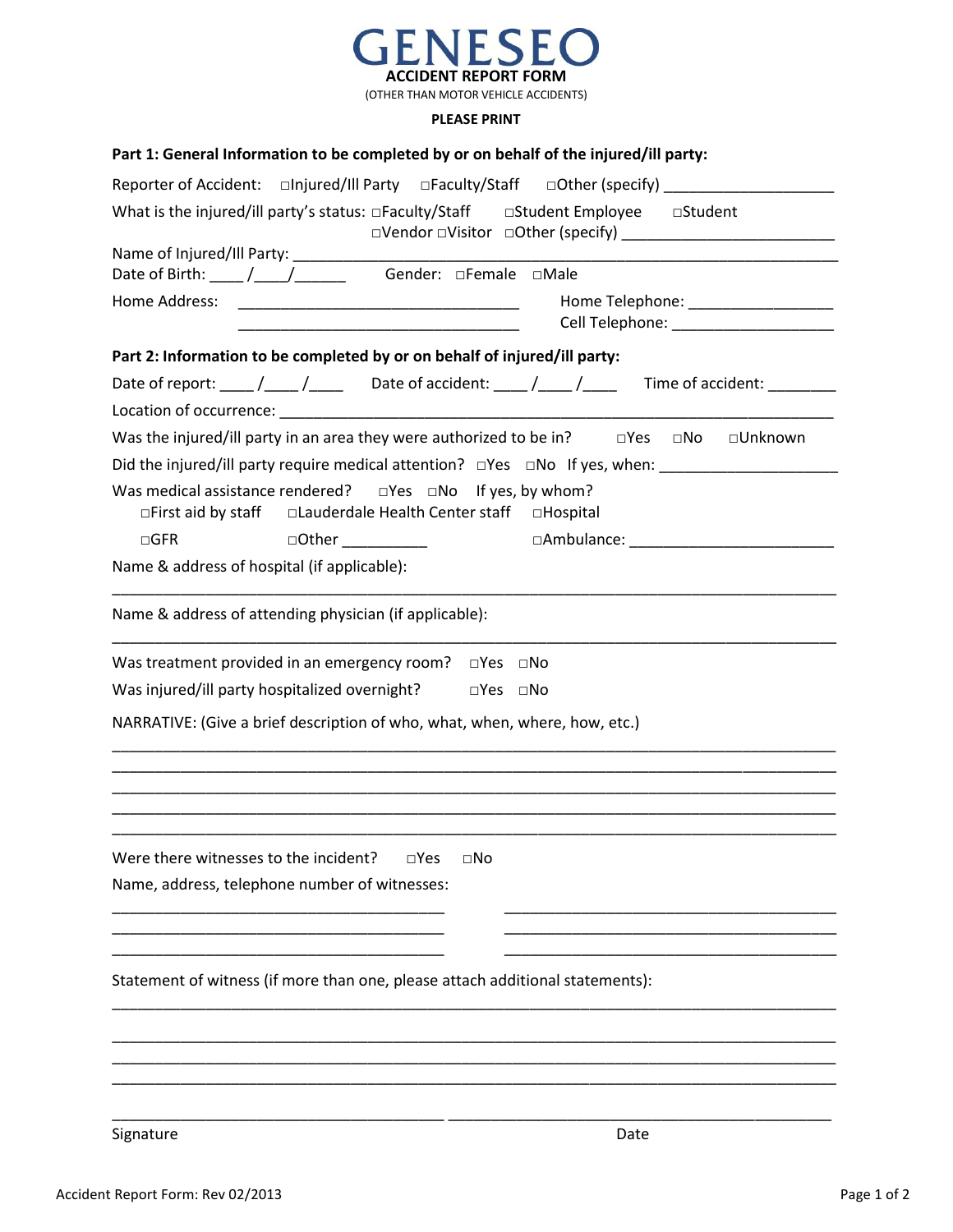# GENESEO

## ACCIDENT REPORT FORM

(OTHER THAN MOTOR VEHICLE ACCIDENTS)

**PLEASE PRINT**

**Part 1: General Information to be completed by or on behalf of the injured/ill party:**

Reporter of Accident: □Injured/Ill Party □Faculty/Staff □Other (specify) ___________________

What is the injured/ill party's status: □Faculty/Staff □Student Employee □Student □Vendor □Visitor □Other (specify) ________________________

Name of Injured/Ill Party: ________________________________________________________________

Date of Birth: ____ /____/______ Gender: □Female □Male

Home Address: _________________________________ Home Telephone: ________________

_________________________________ Cell Telephone: __________________

**Part 2: Information to be completed by or on behalf of injured/ill party:**

Date of report: ____ /____ /____ Date of accident: ____ /____ /____ Time of accident: ________

Location of occurrence: ________________________________________________________________

Was the injured/ill party in an area they were authorized to be in? □Yes □No □Unknown

Did the injured/ill party require medical attention? □Yes □No If yes, when: ____________________

Was medical assistance rendered? □Yes □No If yes, by whom?

□First aid by staff □Lauderdale Health Center staff □Hospital

□GFR □Other __________ □Ambulance: _______________________

Name & address of hospital (if applicable):

______________________________________________________________________________

Name & address of attending physician (if applicable):

______________________________________________________________________________

Was treatment provided in an emergency room? □Yes □No

Was injured/ill party hospitalized overnight? □Yes □No

NARRATIVE: (Give a brief description of who, what, when, where, how, etc.)

______________________________________________________________________________
______________________________________________________________________________
______________________________________________________________________________
______________________________________________________________________________
______________________________________________________________________________

Were there witnesses to the incident? □Yes □No

Name, address, telephone number of witnesses:

_______________________________________ _______________________________________
_______________________________________ _______________________________________
_______________________________________ _______________________________________

Statement of witness (if more than one, please attach additional statements):

______________________________________________________________________________
______________________________________________________________________________
______________________________________________________________________________
______________________________________________________________________________

_______________________________________ _____________________________________________

Signature Date

Accident Report Form: Rev 02/2013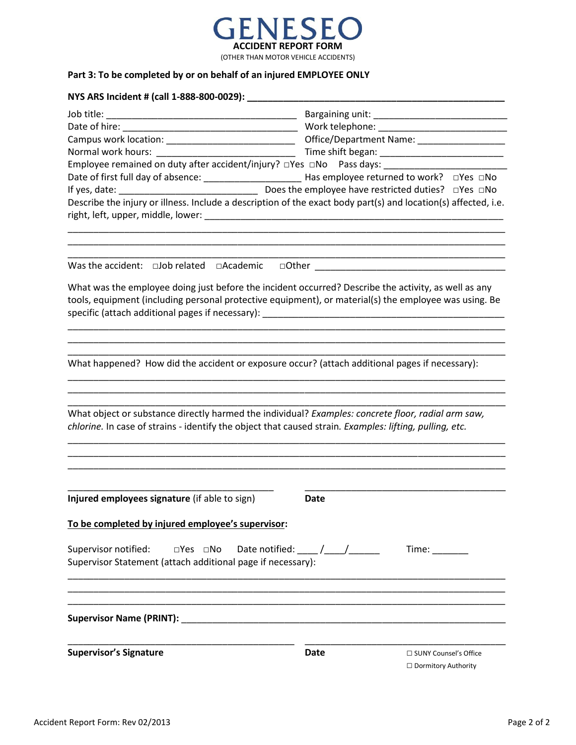# GENESEO

**ACCIDENT REPORT FORM**

(OTHER THAN MOTOR VEHICLE ACCIDENTS)

**Part 3: To be completed by or on behalf of an injured EMPLOYEE ONLY**

**NYS ARS Incident # (call 1-888-800-0029): ______________________________**

Job title: ______________________________ Bargaining unit: ______________________

Date of hire: ______________________________ Work telephone: ______________________

Campus work location: ______________________ Office/Department Name: ________________

Normal work hours: ______________________ Time shift began: ______________________

Employee remained on duty after accident/injury? □Yes □No Pass days: ______________________

Date of first full day of absence: ________________ Has employee returned to work? □Yes □No

If yes, date: ______________________ Does the employee have restricted duties? □Yes □No

Describe the injury or illness. Include a description of the exact body part(s) and location(s) affected, i.e. right, left, upper, middle, lower: ______________________________________________

______________________________________________________________________________

______________________________________________________________________________

______________________________________________________________________________

Was the accident: □Job related □Academic □Other ______________________________

What was the employee doing just before the incident occurred? Describe the activity, as well as any tools, equipment (including personal protective equipment), or material(s) the employee was using. Be specific (attach additional pages if necessary): ______________________________________________

______________________________________________________________________________

______________________________________________________________________________

______________________________________________________________________________

What happened? How did the accident or exposure occur? (attach additional pages if necessary):

______________________________________________________________________________

______________________________________________________________________________

______________________________________________________________________________

What object or substance directly harmed the individual? *Examples: concrete floor, radial arm saw, chlorine.* In case of strains - identify the object that caused strain*. Examples: lifting, pulling, etc.*

______________________________________________________________________________

______________________________________________________________________________

______________________________________________________________________________

______________________________________ ______________________________________

**Injured employees signature** (if able to sign) **Date**

**To be completed by injured employee's supervisor:**

Supervisor notified: □Yes □No Date notified: ____ /____/______ Time: _______

Supervisor Statement (attach additional page if necessary):

______________________________________________________________________________

______________________________________________________________________________

______________________________________________________________________________

**Supervisor Name (PRINT):** ______________________________________________________

______________________________________ ______________________________________

**Supervisor's Signature** **Date**

☐ SUNY Counsel's Office

☐ Dormitory Authority

Accident Report Form: Rev 02/2013